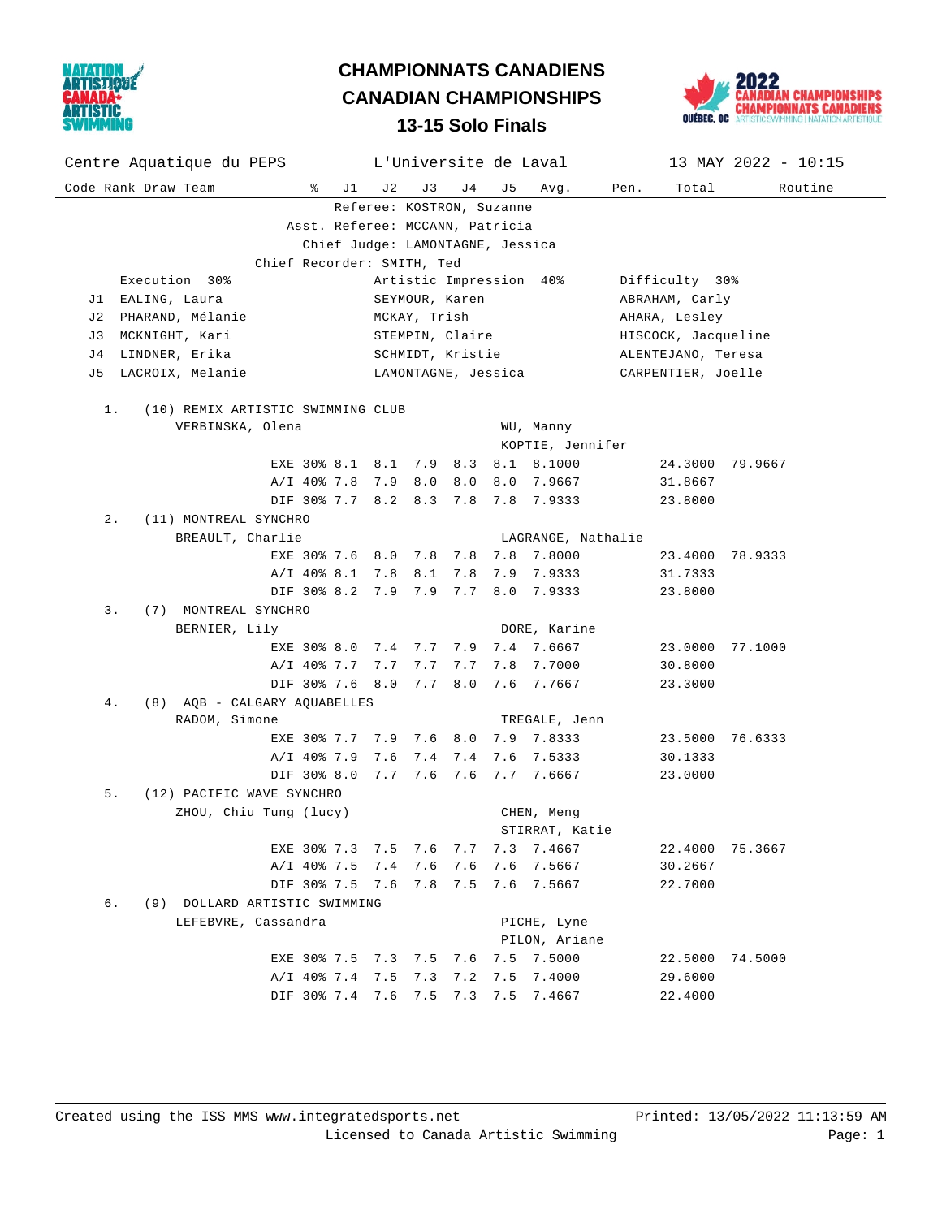# CHAMPIONNATS CANADIENS
# CANADIAN CHAMPIONSHIPS
## 13-15 Solo Finals

Centre Aquatique du PEPS — L'Universite de Laval — 13 MAY 2022 - 10:15

Referee: KOSTRON, Suzanne
Asst. Referee: MCCANN, Patricia
Chief Judge: LAMONTAGNE, Jessica
Chief Recorder: SMITH, Ted

| | Execution 30% | Artistic Impression 40% | Difficulty 30% |
|---|---|---|---|
| J1 | EALING, Laura | SEYMOUR, Karen | ABRAHAM, Carly |
| J2 | PHARAND, Mélanie | MCKAY, Trish | AHARA, Lesley |
| J3 | MCKNIGHT, Kari | STEMPIN, Claire | HISCOCK, Jacqueline |
| J4 | LINDNER, Erika | SCHMIDT, Kristie | ALENTEJANO, Teresa |
| J5 | LACROIX, Melanie | LAMONTAGNE, Jessica | CARPENTIER, Joelle |

| Code | Rank | Draw | Team | Coach | % | J1 | J2 | J3 | J4 | J5 | Avg. | Pen. | Total | Routine |
|---|---|---|---|---|---|---|---|---|---|---|---|---|---|---|
| | 1. | (10) | REMIX ARTISTIC SWIMMING CLUB | | | | | | | | | | | |
| | | | VERBINSKA, Olena | WU, Manny; KOPTIE, Jennifer | | | | | | | | | | |
| | | | | | EXE 30% | 8.1 | 8.1 | 7.9 | 8.3 | 8.1 | 8.1000 | | 24.3000 | 79.9667 |
| | | | | | A/I 40% | 7.8 | 7.9 | 8.0 | 8.0 | 8.0 | 7.9667 | | 31.8667 | |
| | | | | | DIF 30% | 7.7 | 8.2 | 8.3 | 7.8 | 7.8 | 7.9333 | | 23.8000 | |
| | 2. | (11) | MONTREAL SYNCHRO | | | | | | | | | | | |
| | | | BREAULT, Charlie | LAGRANGE, Nathalie | | | | | | | | | | |
| | | | | | EXE 30% | 7.6 | 8.0 | 7.8 | 7.8 | 7.8 | 7.8000 | | 23.4000 | 78.9333 |
| | | | | | A/I 40% | 8.1 | 7.8 | 8.1 | 7.8 | 7.9 | 7.9333 | | 31.7333 | |
| | | | | | DIF 30% | 8.2 | 7.9 | 7.9 | 7.7 | 8.0 | 7.9333 | | 23.8000 | |
| | 3. | (7) | MONTREAL SYNCHRO | | | | | | | | | | | |
| | | | BERNIER, Lily | DORE, Karine | | | | | | | | | | |
| | | | | | EXE 30% | 8.0 | 7.4 | 7.7 | 7.9 | 7.4 | 7.6667 | | 23.0000 | 77.1000 |
| | | | | | A/I 40% | 7.7 | 7.7 | 7.7 | 7.7 | 7.8 | 7.7000 | | 30.8000 | |
| | | | | | DIF 30% | 7.6 | 8.0 | 7.7 | 8.0 | 7.6 | 7.7667 | | 23.3000 | |
| | 4. | (8) | AQB - CALGARY AQUABELLES | | | | | | | | | | | |
| | | | RADOM, Simone | TREGALE, Jenn | | | | | | | | | | |
| | | | | | EXE 30% | 7.7 | 7.9 | 7.6 | 8.0 | 7.9 | 7.8333 | | 23.5000 | 76.6333 |
| | | | | | A/I 40% | 7.9 | 7.6 | 7.4 | 7.4 | 7.6 | 7.5333 | | 30.1333 | |
| | | | | | DIF 30% | 8.0 | 7.7 | 7.6 | 7.6 | 7.7 | 7.6667 | | 23.0000 | |
| | 5. | (12) | PACIFIC WAVE SYNCHRO | | | | | | | | | | | |
| | | | ZHOU, Chiu Tung (lucy) | CHEN, Meng; STIRRAT, Katie | | | | | | | | | | |
| | | | | | EXE 30% | 7.3 | 7.5 | 7.6 | 7.7 | 7.3 | 7.4667 | | 22.4000 | 75.3667 |
| | | | | | A/I 40% | 7.5 | 7.4 | 7.6 | 7.6 | 7.6 | 7.5667 | | 30.2667 | |
| | | | | | DIF 30% | 7.5 | 7.6 | 7.8 | 7.5 | 7.6 | 7.5667 | | 22.7000 | |
| | 6. | (9) | DOLLARD ARTISTIC SWIMMING | | | | | | | | | | | |
| | | | LEFEBVRE, Cassandra | PICHE, Lyne; PILON, Ariane | | | | | | | | | | |
| | | | | | EXE 30% | 7.5 | 7.3 | 7.5 | 7.6 | 7.5 | 7.5000 | | 22.5000 | 74.5000 |
| | | | | | A/I 40% | 7.4 | 7.5 | 7.3 | 7.2 | 7.5 | 7.4000 | | 29.6000 | |
| | | | | | DIF 30% | 7.4 | 7.6 | 7.5 | 7.3 | 7.5 | 7.4667 | | 22.4000 | |

Created using the ISS MMS www.integratedsports.net — Printed: 13/05/2022 11:13:59 AM
Licensed to Canada Artistic Swimming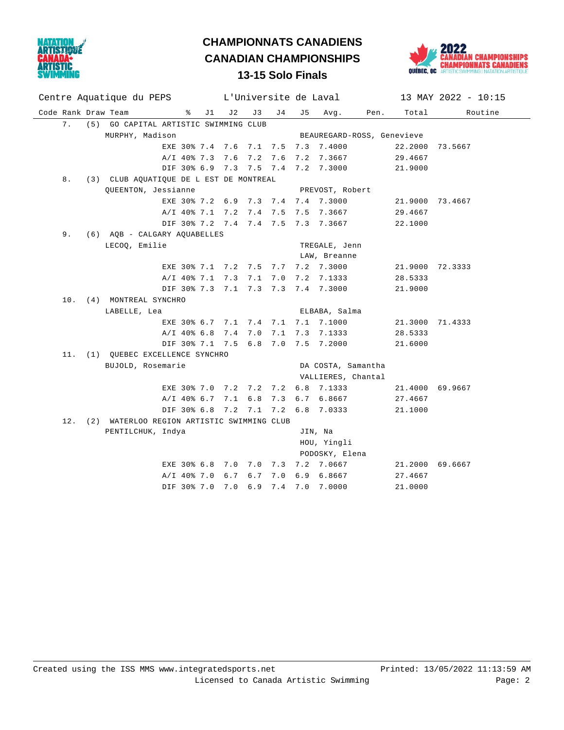# CHAMPIONNATS CANADIENS
# CANADIAN CHAMPIONSHIPS
## 13-15 Solo Finals

Centre Aquatique du PEPS — L'Universite de Laval — 13 MAY 2022 - 10:15

| Code Rank | Draw | Team | % | J1 | J2 | J3 | J4 | J5 | Avg. | Pen. | Total | Routine |
|---|---|---|---|---|---|---|---|---|---|---|---|---|
| 7. | (5) | GO CAPITAL ARTISTIC SWIMMING CLUB | | | | | | | | | | |
| | | MURPHY, Madison | | | | | | BEAUREGARD-ROSS, Genevieve | | | | |
| | | EXE | 30% | 7.4 | 7.6 | 7.1 | 7.5 | 7.3 | 7.4000 | | 22.2000 | 73.5667 |
| | | A/I | 40% | 7.3 | 7.6 | 7.2 | 7.6 | 7.2 | 7.3667 | | 29.4667 | |
| | | DIF | 30% | 6.9 | 7.3 | 7.5 | 7.4 | 7.2 | 7.3000 | | 21.9000 | |
| 8. | (3) | CLUB AQUATIQUE DE L EST DE MONTREAL | | | | | | | | | | |
| | | QUEENTON, Jessianne | | | | | | PREVOST, Robert | | | | |
| | | EXE | 30% | 7.2 | 6.9 | 7.3 | 7.4 | 7.4 | 7.3000 | | 21.9000 | 73.4667 |
| | | A/I | 40% | 7.1 | 7.2 | 7.4 | 7.5 | 7.5 | 7.3667 | | 29.4667 | |
| | | DIF | 30% | 7.2 | 7.4 | 7.4 | 7.5 | 7.3 | 7.3667 | | 22.1000 | |
| 9. | (6) | AQB - CALGARY AQUABELLES | | | | | | | | | | |
| | | LECOQ, Emilie | | | | | | TREGALE, Jenn | | | | |
| | | | | | | | | | LAW, Breanne | | | |
| | | EXE | 30% | 7.1 | 7.2 | 7.5 | 7.7 | 7.2 | 7.3000 | | 21.9000 | 72.3333 |
| | | A/I | 40% | 7.1 | 7.3 | 7.1 | 7.0 | 7.2 | 7.1333 | | 28.5333 | |
| | | DIF | 30% | 7.3 | 7.1 | 7.3 | 7.3 | 7.4 | 7.3000 | | 21.9000 | |
| 10. | (4) | MONTREAL SYNCHRO | | | | | | | | | | |
| | | LABELLE, Lea | | | | | | ELBABA, Salma | | | | |
| | | EXE | 30% | 6.7 | 7.1 | 7.4 | 7.1 | 7.1 | 7.1000 | | 21.3000 | 71.4333 |
| | | A/I | 40% | 6.8 | 7.4 | 7.0 | 7.1 | 7.3 | 7.1333 | | 28.5333 | |
| | | DIF | 30% | 7.1 | 7.5 | 6.8 | 7.0 | 7.5 | 7.2000 | | 21.6000 | |
| 11. | (1) | QUEBEC EXCELLENCE SYNCHRO | | | | | | | | | | |
| | | BUJOLD, Rosemarie | | | | | | DA COSTA, Samantha | | | | |
| | | | | | | | | | VALLIERES, Chantal | | | |
| | | EXE | 30% | 7.0 | 7.2 | 7.2 | 7.2 | 6.8 | 7.1333 | | 21.4000 | 69.9667 |
| | | A/I | 40% | 6.7 | 7.1 | 6.8 | 7.3 | 6.7 | 6.8667 | | 27.4667 | |
| | | DIF | 30% | 6.8 | 7.2 | 7.1 | 7.2 | 6.8 | 7.0333 | | 21.1000 | |
| 12. | (2) | WATERLOO REGION ARTISTIC SWIMMING CLUB | | | | | | | | | | |
| | | PENTILCHUK, Indya | | | | | | JIN, Na | | | | |
| | | | | | | | | | HOU, Yingli | | | |
| | | | | | | | | | PODOSKY, Elena | | | |
| | | EXE | 30% | 6.8 | 7.0 | 7.0 | 7.3 | 7.2 | 7.0667 | | 21.2000 | 69.6667 |
| | | A/I | 40% | 7.0 | 6.7 | 6.7 | 7.0 | 6.9 | 6.8667 | | 27.4667 | |
| | | DIF | 30% | 7.0 | 7.0 | 6.9 | 7.4 | 7.0 | 7.0000 | | 21.0000 | |

Created using the ISS MMS www.integratedsports.net — Printed: 13/05/2022 11:13:59 AM
Licensed to Canada Artistic Swimming